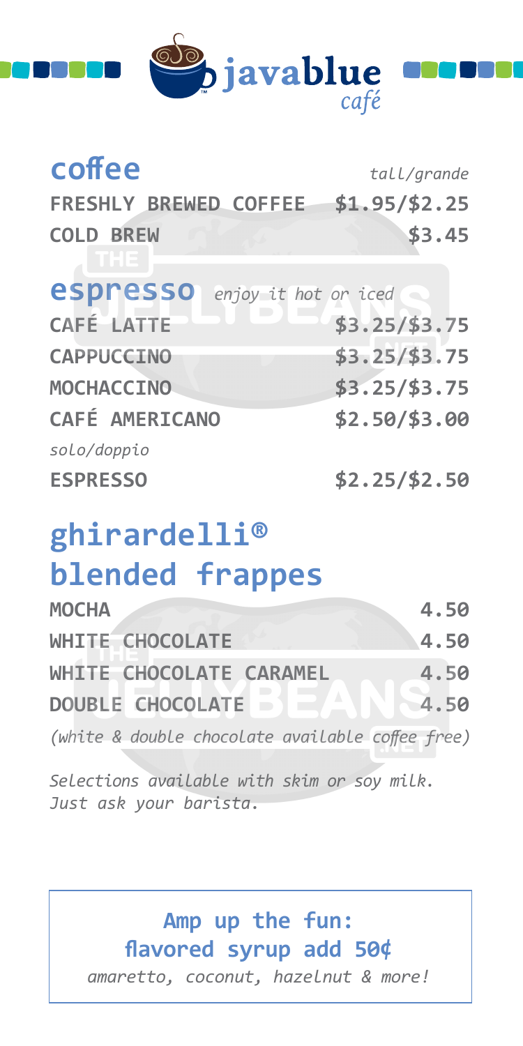# javablue café

## coffee

*tall/grande*

| | |
|---|---|
| FRESHLY BREWED COFFEE | $1.95/$2.25 |
| COLD BREW | $3.45 |

## espresso *enjoy it hot or iced*

| | |
|---|---|
| CAFÉ LATTE | $3.25/$3.75 |
| CAPPUCCINO | $3.25/$3.75 |
| MOCHACCINO | $3.25/$3.75 |
| CAFÉ AMERICANO | $2.50/$3.00 |

*solo/doppio*

| | |
|---|---|
| ESPRESSO | $2.25/$2.50 |

## ghirardelli® blended frappes

| | |
|---|---|
| MOCHA | 4.50 |
| WHITE CHOCOLATE | 4.50 |
| WHITE CHOCOLATE CARAMEL | 4.50 |
| DOUBLE CHOCOLATE | 4.50 |

*(white & double chocolate available coffee free)*

*Selections available with skim or soy milk. Just ask your barista.*

**Amp up the fun: flavored syrup add 50¢**

*amaretto, coconut, hazelnut & more!*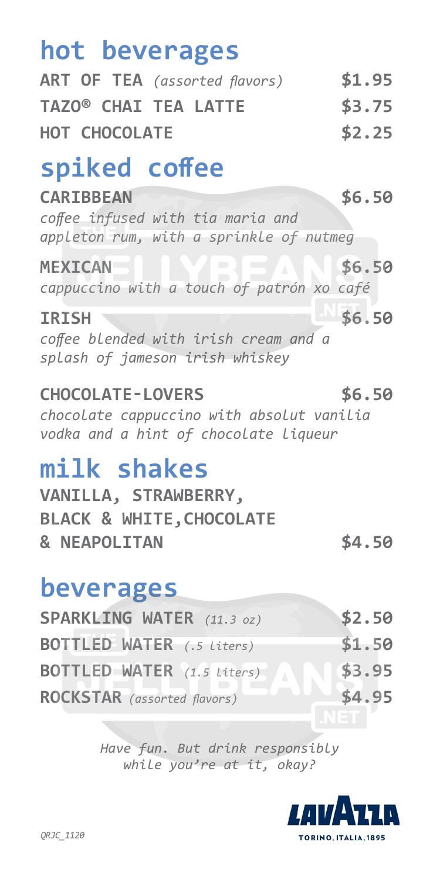## hot beverages

| | |
|---|---|
| **ART OF TEA** *(assorted flavors)* | **$1.95** |
| **TAZO® CHAI TEA LATTE** | **$3.75** |
| **HOT CHOCOLATE** | **$2.25** |

## spiked coffee

**CARIBBEAN** **$6.50**
*coffee infused with tia maria and appleton rum, with a sprinkle of nutmeg*

**MEXICAN** **$6.50**
*cappuccino with a touch of patrón xo café*

**IRISH** **$6.50**
*coffee blended with irish cream and a splash of jameson irish whiskey*

**CHOCOLATE-LOVERS** **$6.50**
*chocolate cappuccino with absolut vanilia vodka and a hint of chocolate liqueur*

## milk shakes

**VANILLA, STRAWBERRY, BLACK & WHITE,CHOCOLATE & NEAPOLITAN** **$4.50**

## beverages

| | |
|---|---|
| **SPARKLING WATER** *(11.3 oz)* | **$2.50** |
| **BOTTLED WATER** *(.5 liters)* | **$1.50** |
| **BOTTLED WATER** *(1.5 liters)* | **$3.95** |
| **ROCKSTAR** *(assorted flavors)* | **$4.95** |

*Have fun. But drink responsibly while you're at it, okay?*

LAVAZZA
TORINO. ITALIA. 1895

*QRJC_1120*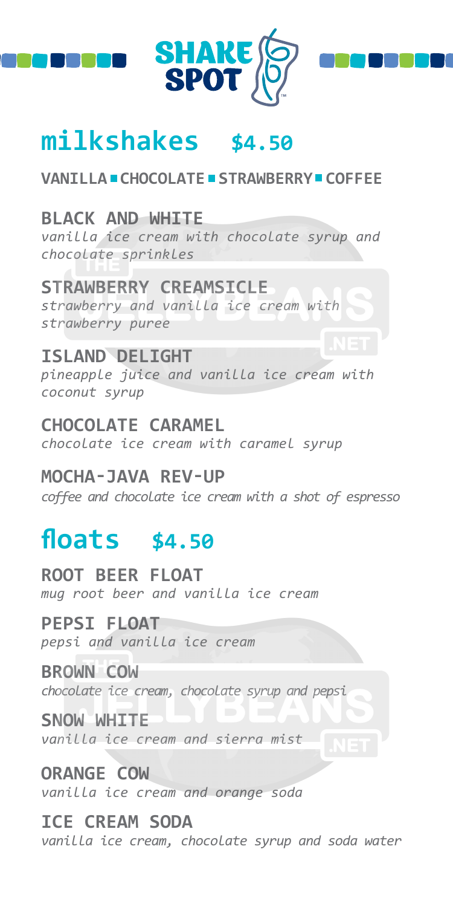# SHAKE SPOT

## milkshakes $4.50

**VANILLA ▪ CHOCOLATE ▪ STRAWBERRY ▪ COFFEE**

**BLACK AND WHITE**
*vanilla ice cream with chocolate syrup and chocolate sprinkles*

**STRAWBERRY CREAMSICLE**
*strawberry and vanilla ice cream with strawberry puree*

**ISLAND DELIGHT**
*pineapple juice and vanilla ice cream with coconut syrup*

**CHOCOLATE CARAMEL**
*chocolate ice cream with caramel syrup*

**MOCHA-JAVA REV-UP**
*coffee and chocolate ice cream with a shot of espresso*

## floats $4.50

**ROOT BEER FLOAT**
*mug root beer and vanilla ice cream*

**PEPSI FLOAT**
*pepsi and vanilla ice cream*

**BROWN COW**
*chocolate ice cream, chocolate syrup and pepsi*

**SNOW WHITE**
*vanilla ice cream and sierra mist*

**ORANGE COW**
*vanilla ice cream and orange soda*

**ICE CREAM SODA**
*vanilla ice cream, chocolate syrup and soda water*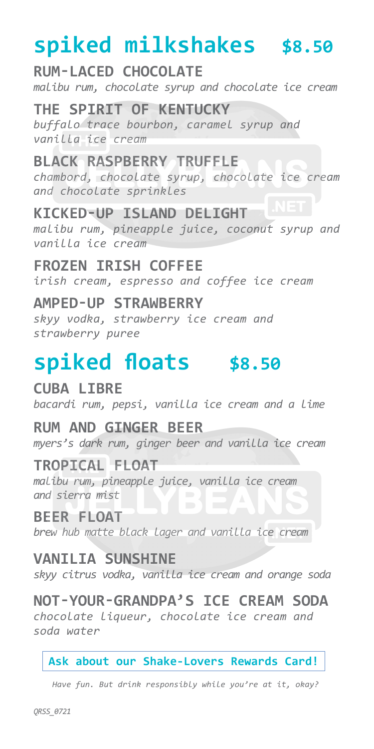# spiked milkshakes $8.50

**RUM-LACED CHOCOLATE**
*malibu rum, chocolate syrup and chocolate ice cream*

**THE SPIRIT OF KENTUCKY**
*buffalo trace bourbon, caramel syrup and vanilla ice cream*

**BLACK RASPBERRY TRUFFLE**
*chambord, chocolate syrup, chocolate ice cream and chocolate sprinkles*

**KICKED-UP ISLAND DELIGHT**
*malibu rum, pineapple juice, coconut syrup and vanilla ice cream*

**FROZEN IRISH COFFEE**
*irish cream, espresso and coffee ice cream*

**AMPED-UP STRAWBERRY**
*skyy vodka, strawberry ice cream and strawberry puree*

# spiked floats $8.50

**CUBA LIBRE**
*bacardi rum, pepsi, vanilla ice cream and a lime*

**RUM AND GINGER BEER**
*myers's dark rum, ginger beer and vanilla ice cream*

**TROPICAL FLOAT**
*malibu rum, pineapple juice, vanilla ice cream and sierra mist*

**BEER FLOAT**
*brew hub matte black lager and vanilla ice cream*

**VANILIA SUNSHINE**
*skyy citrus vodka, vanilla ice cream and orange soda*

**NOT-YOUR-GRANDPA'S ICE CREAM SODA**
*chocolate liqueur, chocolate ice cream and soda water*

**Ask about our Shake-Lovers Rewards Card!**

*Have fun. But drink responsibly while you're at it, okay?*

*QRSS_0721*